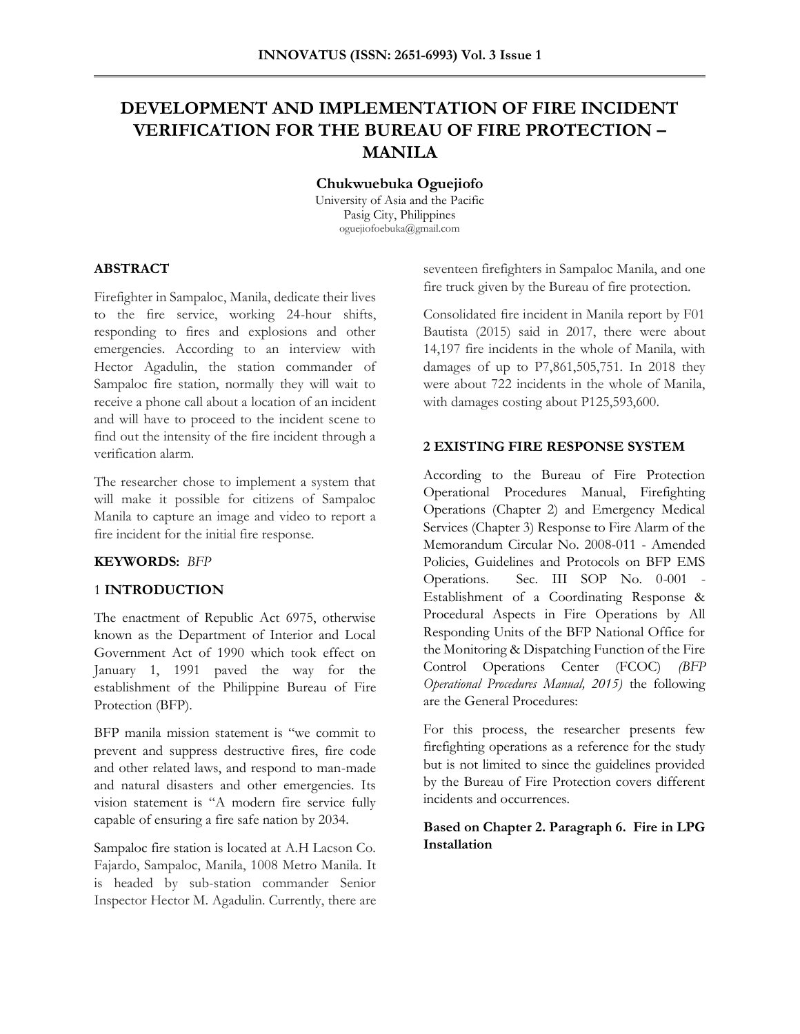# DEVELOPMENT AND IMPLEMENTATION OF FIRE INCIDENT VERIFICATION FOR THE BUREAU OF FIRE PROTECTION – MANILA

**Chukwuebuka Oguejiofo**

University of Asia and the Pacific
Pasig City, Philippines
oguejiofoebuka@gmail.com

## ABSTRACT

Firefighter in Sampaloc, Manila, dedicate their lives to the fire service, working 24-hour shifts, responding to fires and explosions and other emergencies. According to an interview with Hector Agadulin, the station commander of Sampaloc fire station, normally they will wait to receive a phone call about a location of an incident and will have to proceed to the incident scene to find out the intensity of the fire incident through a verification alarm.

The researcher chose to implement a system that will make it possible for citizens of Sampaloc Manila to capture an image and video to report a fire incident for the initial fire response.

**KEYWORDS:** *BFP*

## 1 INTRODUCTION

The enactment of Republic Act 6975, otherwise known as the Department of Interior and Local Government Act of 1990 which took effect on January 1, 1991 paved the way for the establishment of the Philippine Bureau of Fire Protection (BFP).

BFP manila mission statement is "we commit to prevent and suppress destructive fires, fire code and other related laws, and respond to man-made and natural disasters and other emergencies. Its vision statement is "A modern fire service fully capable of ensuring a fire safe nation by 2034.

Sampaloc fire station is located at A.H Lacson Co. Fajardo, Sampaloc, Manila, 1008 Metro Manila. It is headed by sub-station commander Senior Inspector Hector M. Agadulin. Currently, there are seventeen firefighters in Sampaloc Manila, and one fire truck given by the Bureau of fire protection.

Consolidated fire incident in Manila report by F01 Bautista (2015) said in 2017, there were about 14,197 fire incidents in the whole of Manila, with damages of up to P7,861,505,751. In 2018 they were about 722 incidents in the whole of Manila, with damages costing about P125,593,600.

## 2 EXISTING FIRE RESPONSE SYSTEM

According to the Bureau of Fire Protection Operational Procedures Manual, Firefighting Operations (Chapter 2) and Emergency Medical Services (Chapter 3) Response to Fire Alarm of the Memorandum Circular No. 2008-011 - Amended Policies, Guidelines and Protocols on BFP EMS Operations. Sec. III SOP No. 0-001 - Establishment of a Coordinating Response & Procedural Aspects in Fire Operations by All Responding Units of the BFP National Office for the Monitoring & Dispatching Function of the Fire Control Operations Center (FCOC) *(BFP Operational Procedures Manual, 2015)* the following are the General Procedures:

For this process, the researcher presents few firefighting operations as a reference for the study but is not limited to since the guidelines provided by the Bureau of Fire Protection covers different incidents and occurrences.

**Based on Chapter 2. Paragraph 6. Fire in LPG Installation**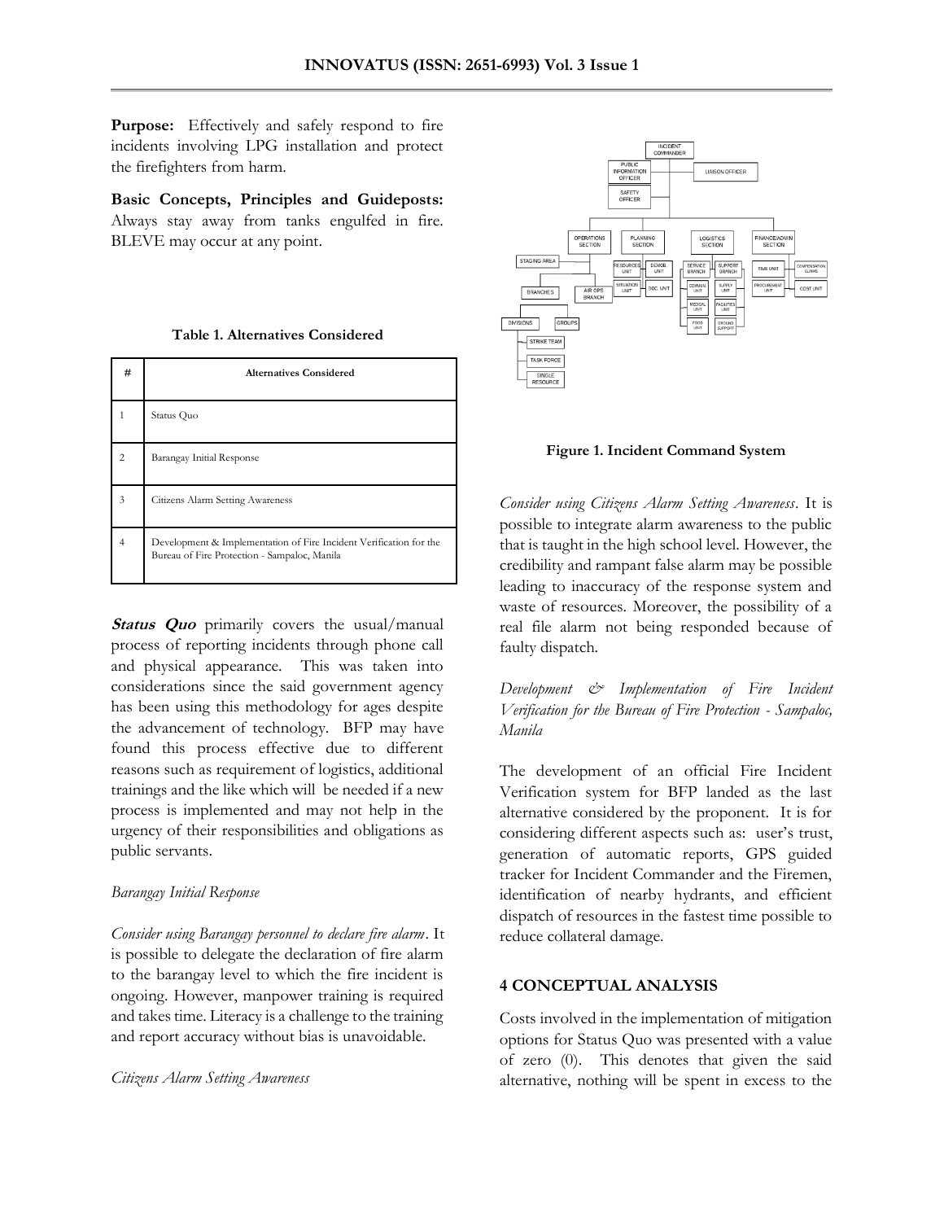**Purpose:** Effectively and safely respond to fire incidents involving LPG installation and protect the firefighters from harm.

**Basic Concepts, Principles and Guideposts:** Always stay away from tanks engulfed in fire. BLEVE may occur at any point.

**Table 1. Alternatives Considered**

| # | Alternatives Considered |
|---|---|
| 1 | Status Quo |
| 2 | Barangay Initial Response |
| 3 | Citizens Alarm Setting Awareness |
| 4 | Development & Implementation of Fire Incident Verification for the Bureau of Fire Protection - Sampaloc, Manila |

***Status Quo*** primarily covers the usual/manual process of reporting incidents through phone call and physical appearance. This was taken into considerations since the said government agency has been using this methodology for ages despite the advancement of technology. BFP may have found this process effective due to different reasons such as requirement of logistics, additional trainings and the like which will be needed if a new process is implemented and may not help in the urgency of their responsibilities and obligations as public servants.

*Barangay Initial Response*

*Consider using Barangay personnel to declare fire alarm*. It is possible to delegate the declaration of fire alarm to the barangay level to which the fire incident is ongoing. However, manpower training is required and takes time. Literacy is a challenge to the training and report accuracy without bias is unavoidable.

*Citizens Alarm Setting Awareness*

Figure 1. Incident Command System

*Consider using Citizens Alarm Setting Awareness*. It is possible to integrate alarm awareness to the public that is taught in the high school level. However, the credibility and rampant false alarm may be possible leading to inaccuracy of the response system and waste of resources. Moreover, the possibility of a real file alarm not being responded because of faulty dispatch.

*Development & Implementation of Fire Incident Verification for the Bureau of Fire Protection - Sampaloc, Manila*

The development of an official Fire Incident Verification system for BFP landed as the last alternative considered by the proponent. It is for considering different aspects such as: user's trust, generation of automatic reports, GPS guided tracker for Incident Commander and the Firemen, identification of nearby hydrants, and efficient dispatch of resources in the fastest time possible to reduce collateral damage.

## 4 CONCEPTUAL ANALYSIS

Costs involved in the implementation of mitigation options for Status Quo was presented with a value of zero (0). This denotes that given the said alternative, nothing will be spent in excess to the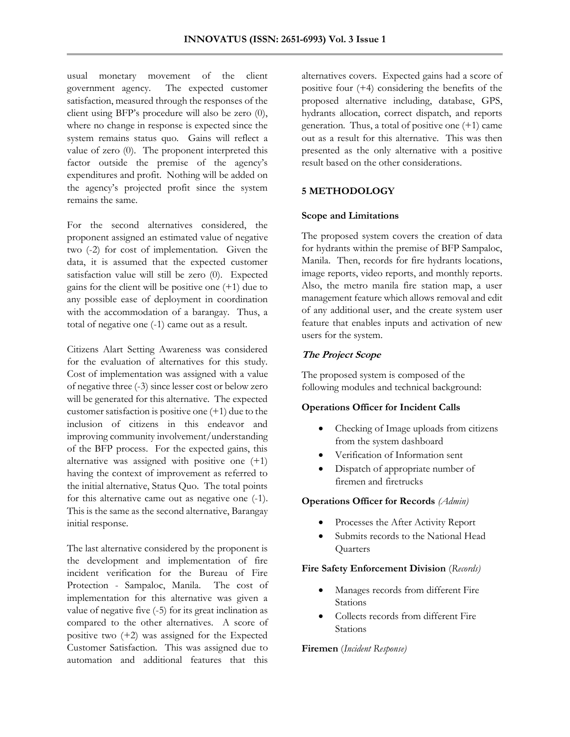usual monetary movement of the client government agency. The expected customer satisfaction, measured through the responses of the client using BFP's procedure will also be zero (0), where no change in response is expected since the system remains status quo. Gains will reflect a value of zero (0). The proponent interpreted this factor outside the premise of the agency's expenditures and profit. Nothing will be added on the agency's projected profit since the system remains the same.

For the second alternatives considered, the proponent assigned an estimated value of negative two (-2) for cost of implementation. Given the data, it is assumed that the expected customer satisfaction value will still be zero (0). Expected gains for the client will be positive one (+1) due to any possible ease of deployment in coordination with the accommodation of a barangay. Thus, a total of negative one (-1) came out as a result.

Citizens Alart Setting Awareness was considered for the evaluation of alternatives for this study. Cost of implementation was assigned with a value of negative three (-3) since lesser cost or below zero will be generated for this alternative. The expected customer satisfaction is positive one (+1) due to the inclusion of citizens in this endeavor and improving community involvement/understanding of the BFP process. For the expected gains, this alternative was assigned with positive one (+1) having the context of improvement as referred to the initial alternative, Status Quo. The total points for this alternative came out as negative one (-1). This is the same as the second alternative, Barangay initial response.

The last alternative considered by the proponent is the development and implementation of fire incident verification for the Bureau of Fire Protection - Sampaloc, Manila. The cost of implementation for this alternative was given a value of negative five (-5) for its great inclination as compared to the other alternatives. A score of positive two (+2) was assigned for the Expected Customer Satisfaction. This was assigned due to automation and additional features that this alternatives covers. Expected gains had a score of positive four (+4) considering the benefits of the proposed alternative including, database, GPS, hydrants allocation, correct dispatch, and reports generation. Thus, a total of positive one (+1) came out as a result for this alternative. This was then presented as the only alternative with a positive result based on the other considerations.

## 5 METHODOLOGY

### Scope and Limitations

The proposed system covers the creation of data for hydrants within the premise of BFP Sampaloc, Manila. Then, records for fire hydrants locations, image reports, video reports, and monthly reports. Also, the metro manila fire station map, a user management feature which allows removal and edit of any additional user, and the create system user feature that enables inputs and activation of new users for the system.

### *The Project Scope*

The proposed system is composed of the following modules and technical background:

**Operations Officer for Incident Calls**

- Checking of Image uploads from citizens from the system dashboard
- Verification of Information sent
- Dispatch of appropriate number of firemen and firetrucks

**Operations Officer for Records** *(Admin)*

- Processes the After Activity Report
- Submits records to the National Head Quarters

**Fire Safety Enforcement Division** *(Records)*

- Manages records from different Fire Stations
- Collects records from different Fire Stations

**Firemen** *(Incident Response)*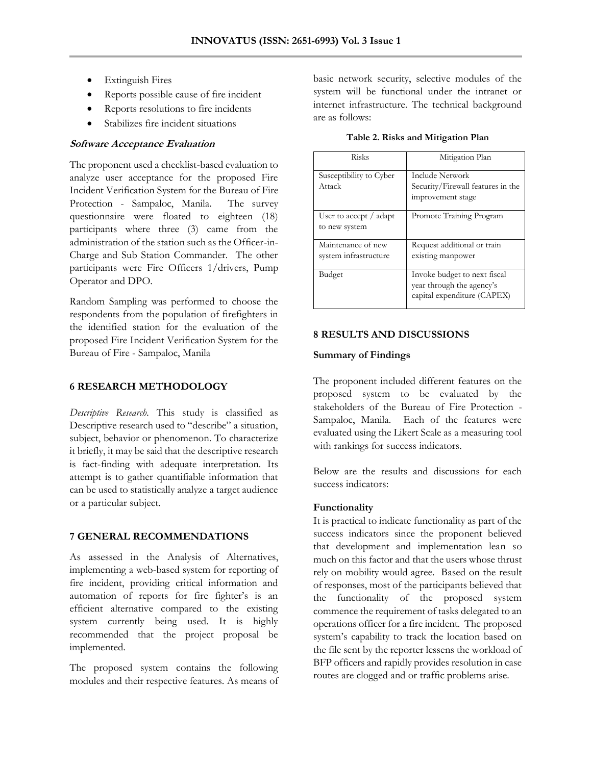- Extinguish Fires
- Reports possible cause of fire incident
- Reports resolutions to fire incidents
- Stabilizes fire incident situations

***Software Acceptance Evaluation***

The proponent used a checklist-based evaluation to analyze user acceptance for the proposed Fire Incident Verification System for the Bureau of Fire Protection - Sampaloc, Manila. The survey questionnaire were floated to eighteen (18) participants where three (3) came from the administration of the station such as the Officer-in-Charge and Sub Station Commander. The other participants were Fire Officers 1/drivers, Pump Operator and DPO.

Random Sampling was performed to choose the respondents from the population of firefighters in the identified station for the evaluation of the proposed Fire Incident Verification System for the Bureau of Fire - Sampaloc, Manila

## 6 RESEARCH METHODOLOGY

*Descriptive Research.* This study is classified as Descriptive research used to "describe" a situation, subject, behavior or phenomenon. To characterize it briefly, it may be said that the descriptive research is fact-finding with adequate interpretation. Its attempt is to gather quantifiable information that can be used to statistically analyze a target audience or a particular subject.

## 7 GENERAL RECOMMENDATIONS

As assessed in the Analysis of Alternatives, implementing a web-based system for reporting of fire incident, providing critical information and automation of reports for fire fighter's is an efficient alternative compared to the existing system currently being used. It is highly recommended that the project proposal be implemented.

The proposed system contains the following modules and their respective features. As means of basic network security, selective modules of the system will be functional under the intranet or internet infrastructure. The technical background are as follows:

**Table 2. Risks and Mitigation Plan**

| Risks | Mitigation Plan |
|---|---|
| Susceptibility to Cyber Attack | Include Network Security/Firewall features in the improvement stage |
| User to accept / adapt to new system | Promote Training Program |
| Maintenance of new system infrastructure | Request additional or train existing manpower |
| Budget | Invoke budget to next fiscal year through the agency's capital expenditure (CAPEX) |

## 8 RESULTS AND DISCUSSIONS

**Summary of Findings**

The proponent included different features on the proposed system to be evaluated by the stakeholders of the Bureau of Fire Protection - Sampaloc, Manila. Each of the features were evaluated using the Likert Scale as a measuring tool with rankings for success indicators.

Below are the results and discussions for each success indicators:

**Functionality**

It is practical to indicate functionality as part of the success indicators since the proponent believed that development and implementation lean so much on this factor and that the users whose thrust rely on mobility would agree. Based on the result of responses, most of the participants believed that the functionality of the proposed system commence the requirement of tasks delegated to an operations officer for a fire incident. The proposed system's capability to track the location based on the file sent by the reporter lessens the workload of BFP officers and rapidly provides resolution in case routes are clogged and or traffic problems arise.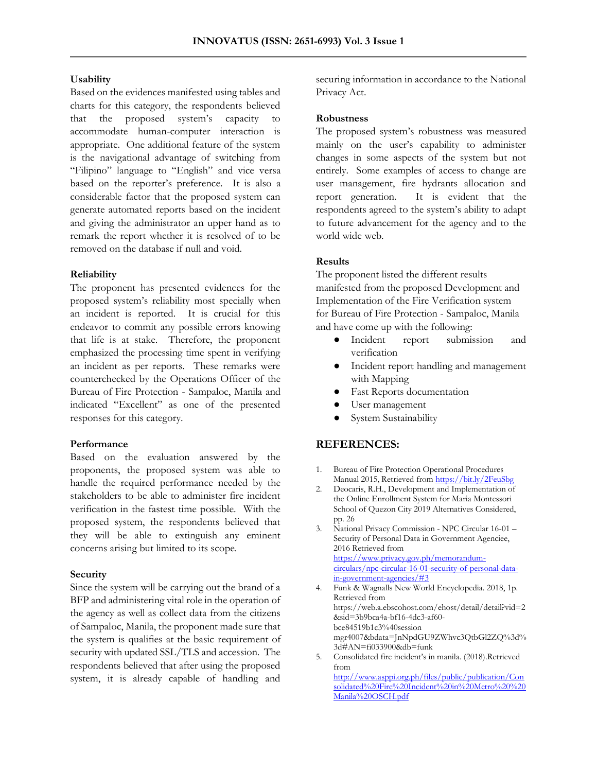**Usability**

Based on the evidences manifested using tables and charts for this category, the respondents believed that the proposed system's capacity to accommodate human-computer interaction is appropriate. One additional feature of the system is the navigational advantage of switching from "Filipino" language to "English" and vice versa based on the reporter's preference. It is also a considerable factor that the proposed system can generate automated reports based on the incident and giving the administrator an upper hand as to remark the report whether it is resolved of to be removed on the database if null and void.

**Reliability**

The proponent has presented evidences for the proposed system's reliability most specially when an incident is reported. It is crucial for this endeavor to commit any possible errors knowing that life is at stake. Therefore, the proponent emphasized the processing time spent in verifying an incident as per reports. These remarks were counterchecked by the Operations Officer of the Bureau of Fire Protection - Sampaloc, Manila and indicated "Excellent" as one of the presented responses for this category.

**Performance**

Based on the evaluation answered by the proponents, the proposed system was able to handle the required performance needed by the stakeholders to be able to administer fire incident verification in the fastest time possible. With the proposed system, the respondents believed that they will be able to extinguish any eminent concerns arising but limited to its scope.

**Security**

Since the system will be carrying out the brand of a BFP and administering vital role in the operation of the agency as well as collect data from the citizens of Sampaloc, Manila, the proponent made sure that the system is qualifies at the basic requirement of security with updated SSL/TLS and accession. The respondents believed that after using the proposed system, it is already capable of handling and securing information in accordance to the National Privacy Act.

**Robustness**

The proposed system's robustness was measured mainly on the user's capability to administer changes in some aspects of the system but not entirely. Some examples of access to change are user management, fire hydrants allocation and report generation. It is evident that the respondents agreed to the system's ability to adapt to future advancement for the agency and to the world wide web.

**Results**

The proponent listed the different results manifested from the proposed Development and Implementation of the Fire Verification system for Bureau of Fire Protection - Sampaloc, Manila and have come up with the following:

- Incident report submission and verification
- Incident report handling and management with Mapping
- Fast Reports documentation
- User management
- System Sustainability

## REFERENCES:

1. Bureau of Fire Protection Operational Procedures Manual 2015, Retrieved from https://bit.ly/2FeuSbg
2. Deocaris, R.H., Development and Implementation of the Online Enrollment System for Maria Montessori School of Quezon City 2019 Alternatives Considered, pp. 26
3. National Privacy Commission - NPC Circular 16-01 – Security of Personal Data in Government Agenciee, 2016 Retrieved from https://www.privacy.gov.ph/memorandum-circulars/npc-circular-16-01-security-of-personal-data-in-government-agencies/#3
4. Funk & Wagnalls New World Encyclopedia. 2018, 1p. Retrieved from https://web.a.ebscohost.com/ehost/detail/detail?vid=2&sid=3b9bca4a-bf16-4dc3-af60-bce84519b1c3%40session mgr4007&bdata=JnNpdGU9ZWhvc3QtbGl2ZQ%3d%3d#AN=fi033900&db=funk
5. Consolidated fire incident's in manila. (2018).Retrieved from http://www.asppi.org.ph/files/public/publication/Consolidated%20Fire%20Incident%20in%20Metro%20%20Manila%20OSCH.pdf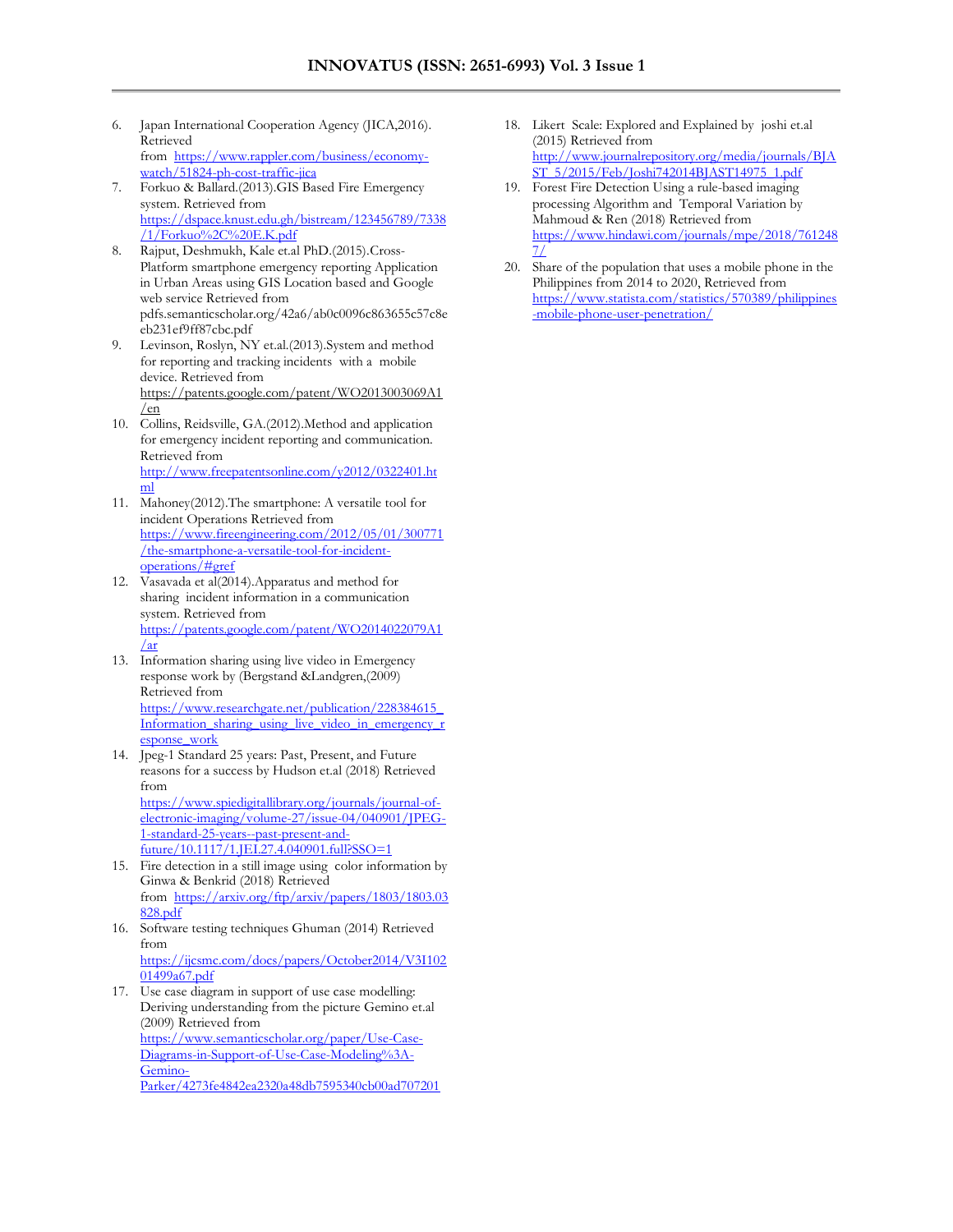6. Japan International Cooperation Agency (JICA,2016). Retrieved from https://www.rappler.com/business/economy-watch/51824-ph-cost-traffic-jica
7. Forkuo & Ballard.(2013).GIS Based Fire Emergency system. Retrieved from https://dspace.knust.edu.gh/bistream/123456789/7338/1/Forkuo%2C%20E.K.pdf
8. Rajput, Deshmukh, Kale et.al PhD.(2015).Cross-Platform smartphone emergency reporting Application in Urban Areas using GIS Location based and Google web service Retrieved from pdfs.semanticscholar.org/42a6/ab0c0096c863655c57c8eeb231ef9ff87cbc.pdf
9. Levinson, Roslyn, NY et.al.(2013).System and method for reporting and tracking incidents with a mobile device. Retrieved from https://patents.google.com/patent/WO2013003069A1/en
10. Collins, Reidsville, GA.(2012).Method and application for emergency incident reporting and communication. Retrieved from http://www.freepatentsonline.com/y2012/0322401.html
11. Mahoney(2012).The smartphone: A versatile tool for incident Operations Retrieved from https://www.fireengineering.com/2012/05/01/300771/the-smartphone-a-versatile-tool-for-incident-operations/#gref
12. Vasavada et al(2014).Apparatus and method for sharing incident information in a communication system. Retrieved from https://patents.google.com/patent/WO2014022079A1/ar
13. Information sharing using live video in Emergency response work by (Bergstand &Landgren,(2009) Retrieved from https://www.researchgate.net/publication/228384615_Information_sharing_using_live_video_in_emergency_response_work
14. Jpeg-1 Standard 25 years: Past, Present, and Future reasons for a success by Hudson et.al (2018) Retrieved from https://www.spiedigitallibrary.org/journals/journal-of-electronic-imaging/volume-27/issue-04/040901/JPEG-1-standard-25-years--past-present-and-future/10.1117/1.JEI.27.4.040901.full?SSO=1
15. Fire detection in a still image using color information by Ginwa & Benkrid (2018) Retrieved from https://arxiv.org/ftp/arxiv/papers/1803/1803.03828.pdf
16. Software testing techniques Ghuman (2014) Retrieved from https://ijcsmc.com/docs/papers/October2014/V3I1020149 9a67.pdf
17. Use case diagram in support of use case modelling: Deriving understanding from the picture Gemino et.al (2009) Retrieved from https://www.semanticscholar.org/paper/Use-Case-Diagrams-in-Support-of-Use-Case-Modeling%3A-Gemino-Parker/4273fe4842ea2320a48db7595340cb00ad707201
18. Likert Scale: Explored and Explained by joshi et.al (2015) Retrieved from http://www.journalrepository.org/media/journals/BJAST_5/2015/Feb/Joshi742014BJAST14975_1.pdf
19. Forest Fire Detection Using a rule-based imaging processing Algorithm and Temporal Variation by Mahmoud & Ren (2018) Retrieved from https://www.hindawi.com/journals/mpe/2018/7612487/
20. Share of the population that uses a mobile phone in the Philippines from 2014 to 2020, Retrieved from https://www.statista.com/statistics/570389/philippines-mobile-phone-user-penetration/